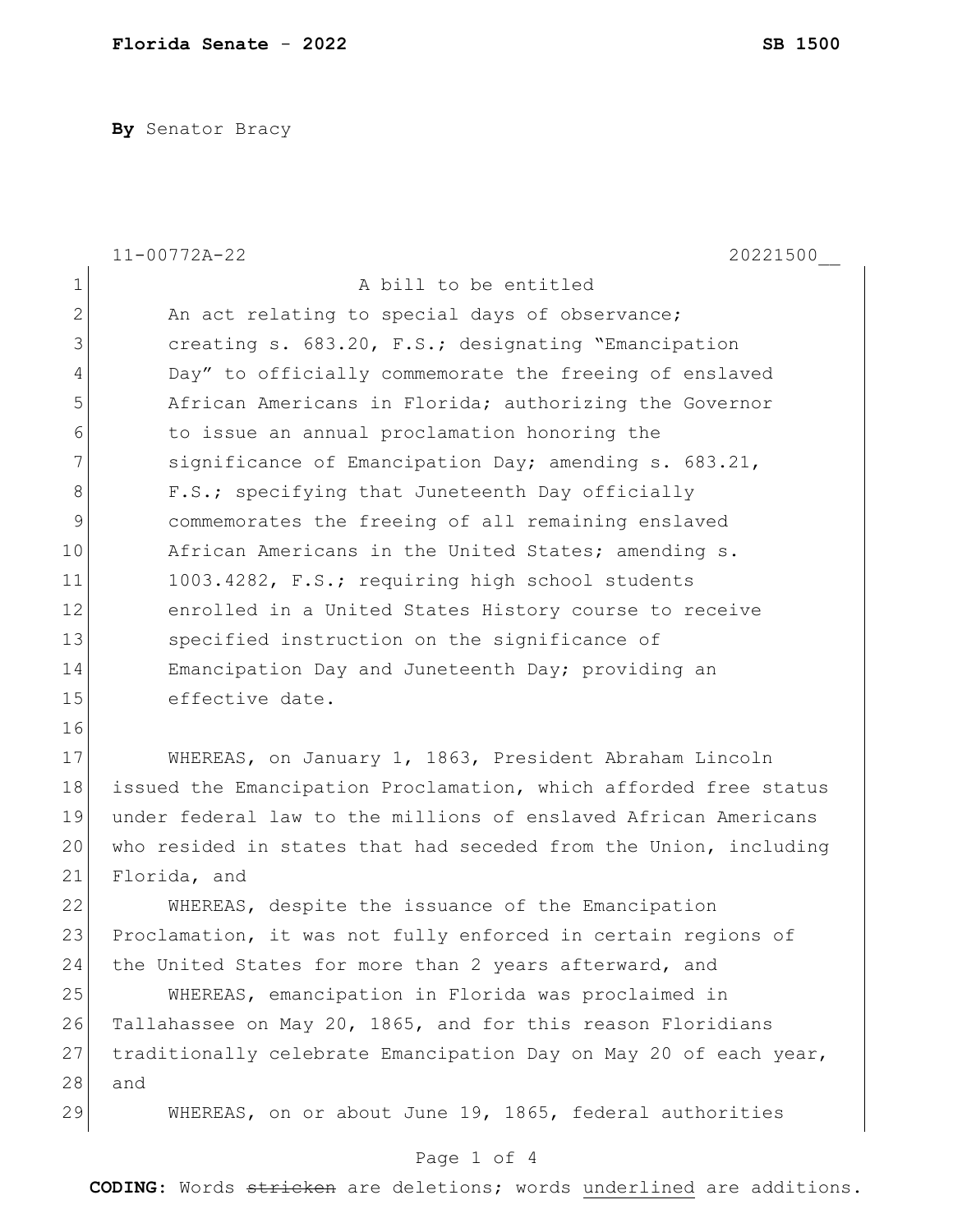**By** Senator Bracy

11-00772A-22 20221500__

A bill to be entitled

An act relating to special days of observance; creating s. 683.20, F.S.; designating "Emancipation Day" to officially commemorate the freeing of enslaved African Americans in Florida; authorizing the Governor to issue an annual proclamation honoring the significance of Emancipation Day; amending s. 683.21, F.S.; specifying that Juneteenth Day officially commemorates the freeing of all remaining enslaved African Americans in the United States; amending s. 1003.4282, F.S.; requiring high school students enrolled in a United States History course to receive specified instruction on the significance of Emancipation Day and Juneteenth Day; providing an effective date.

WHEREAS, on January 1, 1863, President Abraham Lincoln issued the Emancipation Proclamation, which afforded free status under federal law to the millions of enslaved African Americans who resided in states that had seceded from the Union, including Florida, and

WHEREAS, despite the issuance of the Emancipation Proclamation, it was not fully enforced in certain regions of the United States for more than 2 years afterward, and

WHEREAS, emancipation in Florida was proclaimed in Tallahassee on May 20, 1865, and for this reason Floridians traditionally celebrate Emancipation Day on May 20 of each year, and

WHEREAS, on or about June 19, 1865, federal authorities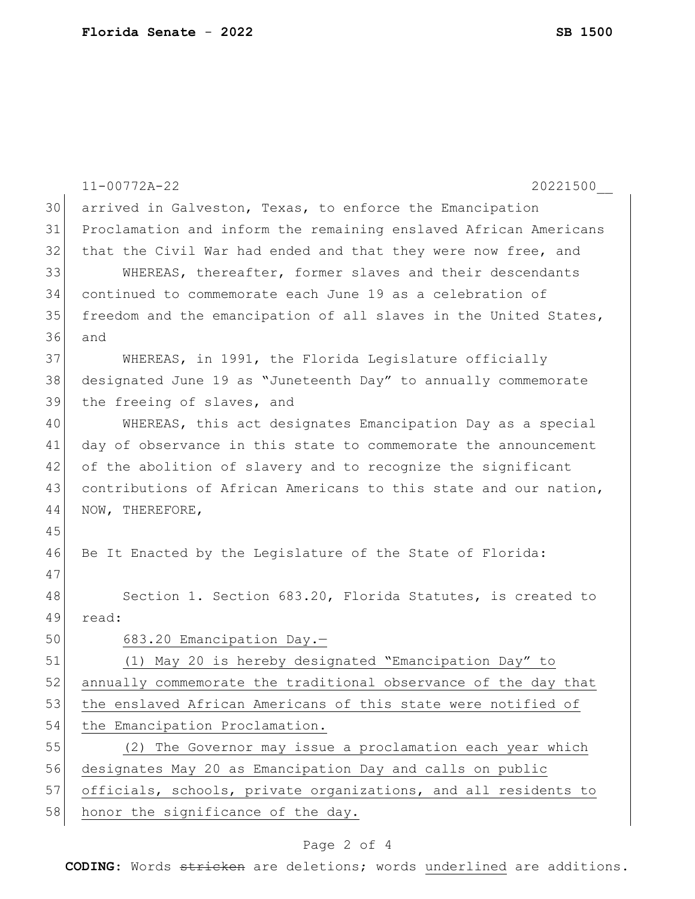arrived in Galveston, Texas, to enforce the Emancipation Proclamation and inform the remaining enslaved African Americans that the Civil War had ended and that they were now free, and

WHEREAS, thereafter, former slaves and their descendants continued to commemorate each June 19 as a celebration of freedom and the emancipation of all slaves in the United States, and

WHEREAS, in 1991, the Florida Legislature officially designated June 19 as "Juneteenth Day" to annually commemorate the freeing of slaves, and

WHEREAS, this act designates Emancipation Day as a special day of observance in this state to commemorate the announcement of the abolition of slavery and to recognize the significant contributions of African Americans to this state and our nation, NOW, THEREFORE,

Be It Enacted by the Legislature of the State of Florida:

Section 1. Section 683.20, Florida Statutes, is created to read:

683.20 Emancipation Day.—

(1) May 20 is hereby designated "Emancipation Day" to annually commemorate the traditional observance of the day that the enslaved African Americans of this state were notified of the Emancipation Proclamation.

(2) The Governor may issue a proclamation each year which designates May 20 as Emancipation Day and calls on public officials, schools, private organizations, and all residents to honor the significance of the day.

**CODING:** Words ~~stricken~~ are deletions; words underlined are additions.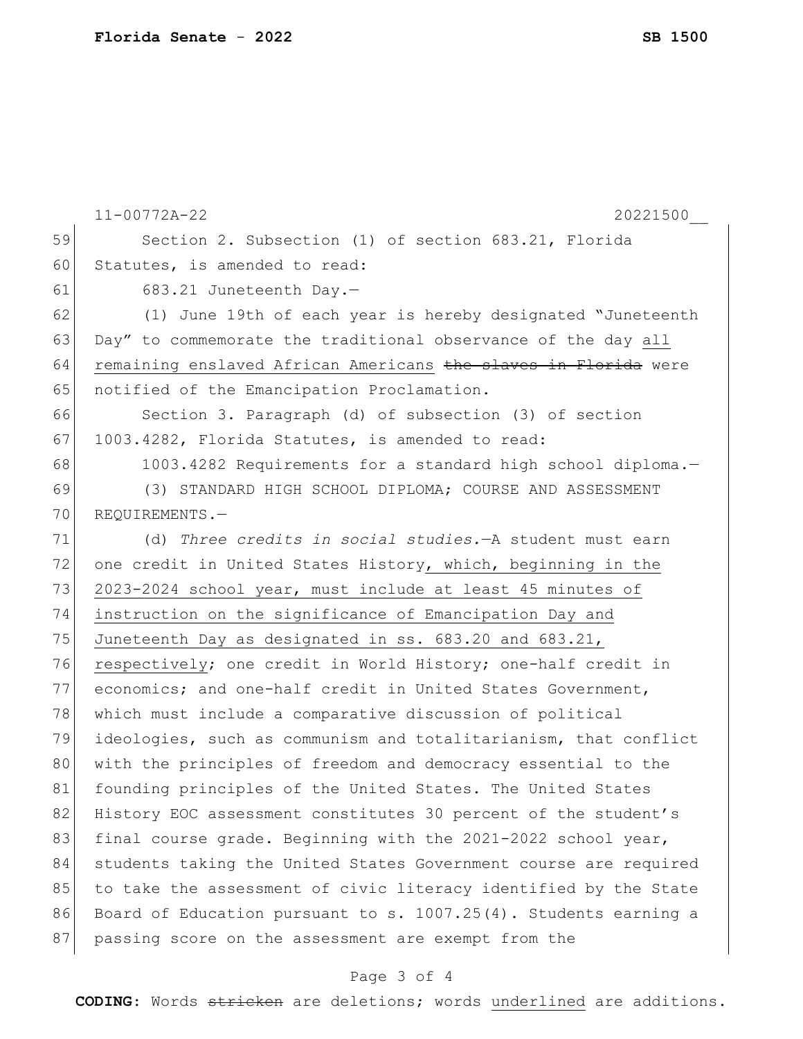Section 2. Subsection (1) of section 683.21, Florida Statutes, is amended to read:

683.21 Juneteenth Day.—

(1) June 19th of each year is hereby designated "Juneteenth Day" to commemorate the traditional observance of the day <u>all remaining enslaved African Americans</u> ~~the slaves in Florida~~ were notified of the Emancipation Proclamation.

Section 3. Paragraph (d) of subsection (3) of section 1003.4282, Florida Statutes, is amended to read:

1003.4282 Requirements for a standard high school diploma.—

(3) STANDARD HIGH SCHOOL DIPLOMA; COURSE AND ASSESSMENT REQUIREMENTS.—

(d) *Three credits in social studies.*—A student must earn one credit in United States History<u>, which, beginning in the 2023-2024 school year, must include at least 45 minutes of instruction on the significance of Emancipation Day and Juneteenth Day as designated in ss. 683.20 and 683.21, respectively</u>; one credit in World History; one-half credit in economics; and one-half credit in United States Government, which must include a comparative discussion of political ideologies, such as communism and totalitarianism, that conflict with the principles of freedom and democracy essential to the founding principles of the United States. The United States History EOC assessment constitutes 30 percent of the student's final course grade. Beginning with the 2021-2022 school year, students taking the United States Government course are required to take the assessment of civic literacy identified by the State Board of Education pursuant to s. 1007.25(4). Students earning a passing score on the assessment are exempt from the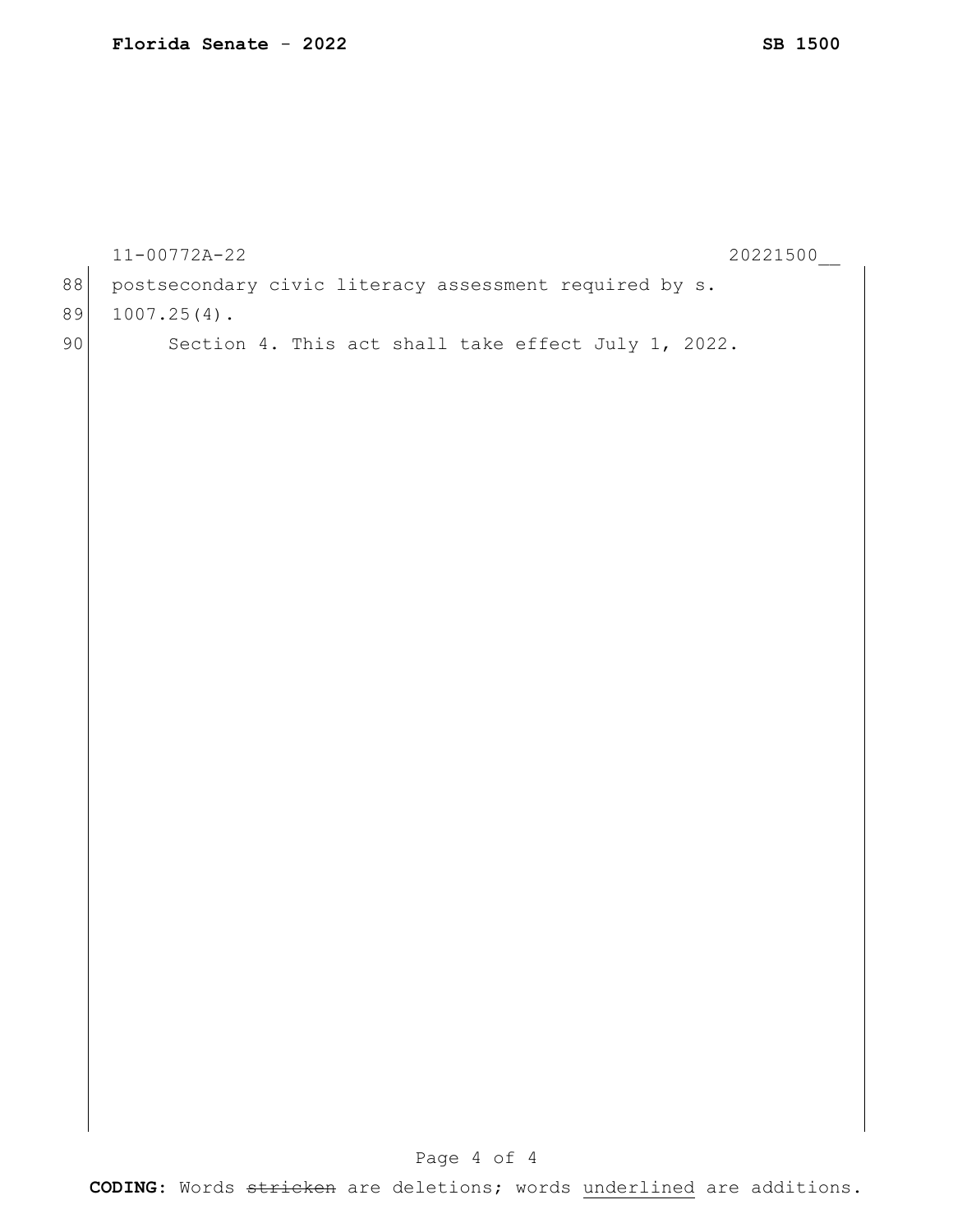11-00772A-22 20221500__

88 postsecondary civic literacy assessment required by s.
89 1007.25(4).
90 Section 4. This act shall take effect July 1, 2022.

**CODING:** Words ~~stricken~~ are deletions; words <u>underlined</u> are additions.